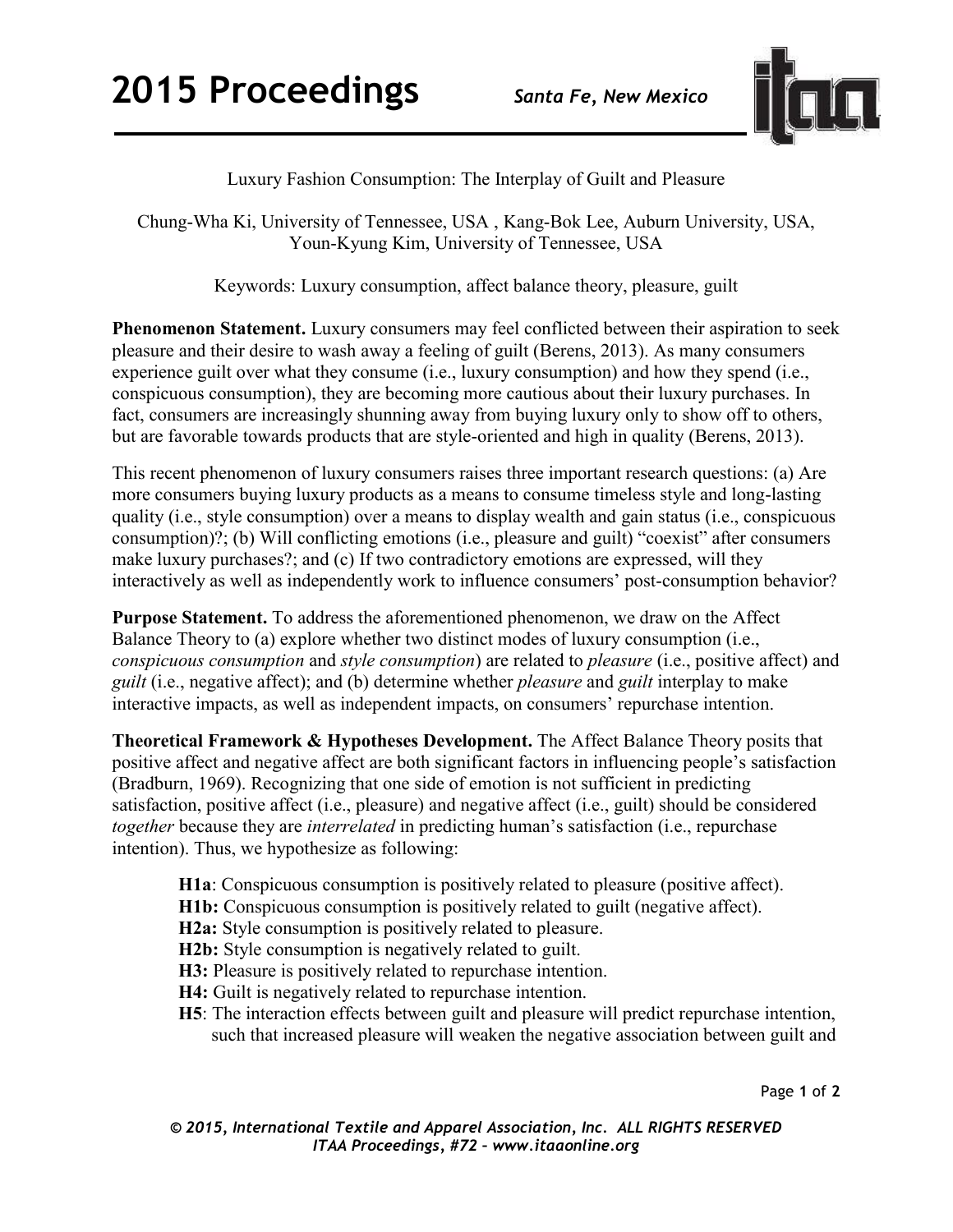# Luxury Fashion Consumption: The Interplay of Guilt and Pleasure

Chung-Wha Ki, University of Tennessee, USA , Kang-Bok Lee, Auburn University, USA, Youn-Kyung Kim, University of Tennessee, USA

Keywords: Luxury consumption, affect balance theory, pleasure, guilt

**Phenomenon Statement.** Luxury consumers may feel conflicted between their aspiration to seek pleasure and their desire to wash away a feeling of guilt (Berens, 2013). As many consumers experience guilt over what they consume (i.e., luxury consumption) and how they spend (i.e., conspicuous consumption), they are becoming more cautious about their luxury purchases. In fact, consumers are increasingly shunning away from buying luxury only to show off to others, but are favorable towards products that are style-oriented and high in quality (Berens, 2013).

This recent phenomenon of luxury consumers raises three important research questions: (a) Are more consumers buying luxury products as a means to consume timeless style and long-lasting quality (i.e., style consumption) over a means to display wealth and gain status (i.e., conspicuous consumption)?; (b) Will conflicting emotions (i.e., pleasure and guilt) "coexist" after consumers make luxury purchases?; and (c) If two contradictory emotions are expressed, will they interactively as well as independently work to influence consumers' post-consumption behavior?

**Purpose Statement.** To address the aforementioned phenomenon, we draw on the Affect Balance Theory to (a) explore whether two distinct modes of luxury consumption (i.e., *conspicuous consumption* and *style consumption*) are related to *pleasure* (i.e., positive affect) and *guilt* (i.e., negative affect); and (b) determine whether *pleasure* and *guilt* interplay to make interactive impacts, as well as independent impacts, on consumers' repurchase intention.

**Theoretical Framework & Hypotheses Development.** The Affect Balance Theory posits that positive affect and negative affect are both significant factors in influencing people's satisfaction (Bradburn, 1969). Recognizing that one side of emotion is not sufficient in predicting satisfaction, positive affect (i.e., pleasure) and negative affect (i.e., guilt) should be considered *together* because they are *interrelated* in predicting human's satisfaction (i.e., repurchase intention). Thus, we hypothesize as following:

- **H1a**: Conspicuous consumption is positively related to pleasure (positive affect).
- **H1b:** Conspicuous consumption is positively related to guilt (negative affect).
- **H2a:** Style consumption is positively related to pleasure.
- **H2b:** Style consumption is negatively related to guilt.
- **H3:** Pleasure is positively related to repurchase intention.
- **H4:** Guilt is negatively related to repurchase intention.
- **H5**: The interaction effects between guilt and pleasure will predict repurchase intention, such that increased pleasure will weaken the negative association between guilt and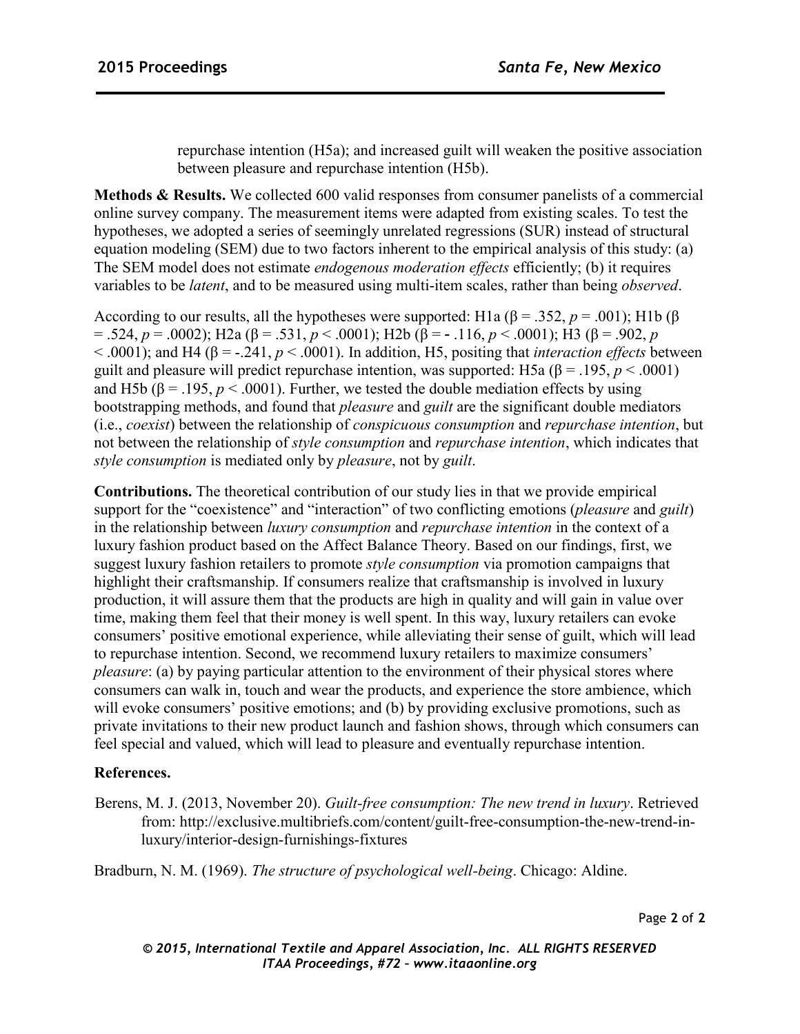repurchase intention (H5a); and increased guilt will weaken the positive association between pleasure and repurchase intention (H5b).

**Methods & Results.** We collected 600 valid responses from consumer panelists of a commercial online survey company. The measurement items were adapted from existing scales. To test the hypotheses, we adopted a series of seemingly unrelated regressions (SUR) instead of structural equation modeling (SEM) due to two factors inherent to the empirical analysis of this study: (a) The SEM model does not estimate *endogenous moderation effects* efficiently; (b) it requires variables to be *latent*, and to be measured using multi-item scales, rather than being *observed*.

According to our results, all the hypotheses were supported: H1a ($\beta = .352$, $p = .001$); H1b ($\beta = .524$, $p = .0002$); H2a ($\beta = .531$, $p < .0001$); H2b ($\beta = -.116$, $p < .0001$); H3 ($\beta = .902$, $p < .0001$); and H4 ($\beta = -.241$, $p < .0001$). In addition, H5, positing that *interaction effects* between guilt and pleasure will predict repurchase intention, was supported: H5a ($\beta = .195$, $p < .0001$) and H5b ($\beta = .195$, $p < .0001$). Further, we tested the double mediation effects by using bootstrapping methods, and found that *pleasure* and *guilt* are the significant double mediators (i.e., *coexist*) between the relationship of *conspicuous consumption* and *repurchase intention*, but not between the relationship of *style consumption* and *repurchase intention*, which indicates that *style consumption* is mediated only by *pleasure*, not by *guilt*.

**Contributions.** The theoretical contribution of our study lies in that we provide empirical support for the "coexistence" and "interaction" of two conflicting emotions (*pleasure* and *guilt*) in the relationship between *luxury consumption* and *repurchase intention* in the context of a luxury fashion product based on the Affect Balance Theory. Based on our findings, first, we suggest luxury fashion retailers to promote *style consumption* via promotion campaigns that highlight their craftsmanship. If consumers realize that craftsmanship is involved in luxury production, it will assure them that the products are high in quality and will gain in value over time, making them feel that their money is well spent. In this way, luxury retailers can evoke consumers' positive emotional experience, while alleviating their sense of guilt, which will lead to repurchase intention. Second, we recommend luxury retailers to maximize consumers' *pleasure*: (a) by paying particular attention to the environment of their physical stores where consumers can walk in, touch and wear the products, and experience the store ambience, which will evoke consumers' positive emotions; and (b) by providing exclusive promotions, such as private invitations to their new product launch and fashion shows, through which consumers can feel special and valued, which will lead to pleasure and eventually repurchase intention.

**References.**

Berens, M. J. (2013, November 20). *Guilt-free consumption: The new trend in luxury*. Retrieved from: http://exclusive.multibriefs.com/content/guilt-free-consumption-the-new-trend-in-luxury/interior-design-furnishings-fixtures

Bradburn, N. M. (1969). *The structure of psychological well-being*. Chicago: Aldine.